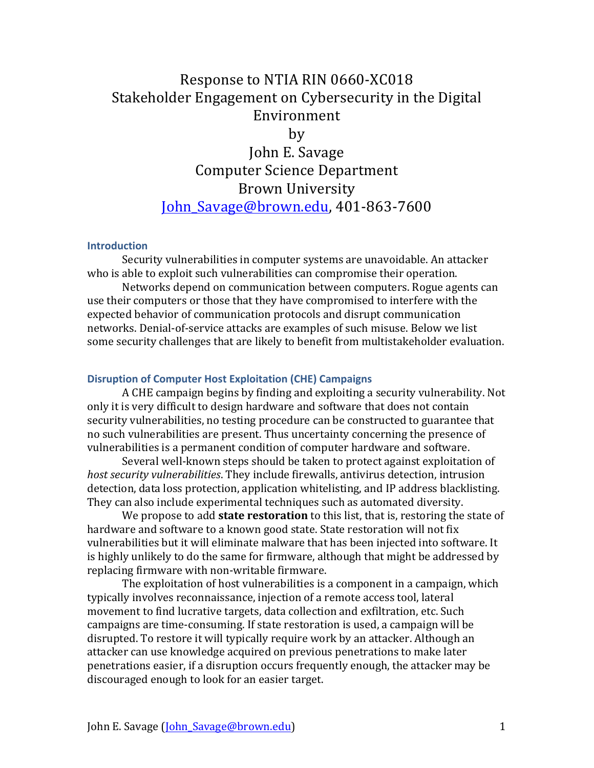# Response to NTIA RIN 0660-XC018
# Stakeholder Engagement on Cybersecurity in the Digital Environment

by

John E. Savage
Computer Science Department
Brown University
[John_Savage@brown.edu](mailto:John_Savage@brown.edu), 401-863-7600

## Introduction

Security vulnerabilities in computer systems are unavoidable. An attacker who is able to exploit such vulnerabilities can compromise their operation.

Networks depend on communication between computers. Rogue agents can use their computers or those that they have compromised to interfere with the expected behavior of communication protocols and disrupt communication networks. Denial-of-service attacks are examples of such misuse. Below we list some security challenges that are likely to benefit from multistakeholder evaluation.

## Disruption of Computer Host Exploitation (CHE) Campaigns

A CHE campaign begins by finding and exploiting a security vulnerability. Not only it is very difficult to design hardware and software that does not contain security vulnerabilities, no testing procedure can be constructed to guarantee that no such vulnerabilities are present. Thus uncertainty concerning the presence of vulnerabilities is a permanent condition of computer hardware and software.

Several well-known steps should be taken to protect against exploitation of *host security vulnerabilities*. They include firewalls, antivirus detection, intrusion detection, data loss protection, application whitelisting, and IP address blacklisting. They can also include experimental techniques such as automated diversity.

We propose to add **state restoration** to this list, that is, restoring the state of hardware and software to a known good state. State restoration will not fix vulnerabilities but it will eliminate malware that has been injected into software. It is highly unlikely to do the same for firmware, although that might be addressed by replacing firmware with non-writable firmware.

The exploitation of host vulnerabilities is a component in a campaign, which typically involves reconnaissance, injection of a remote access tool, lateral movement to find lucrative targets, data collection and exfiltration, etc. Such campaigns are time-consuming. If state restoration is used, a campaign will be disrupted. To restore it will typically require work by an attacker. Although an attacker can use knowledge acquired on previous penetrations to make later penetrations easier, if a disruption occurs frequently enough, the attacker may be discouraged enough to look for an easier target.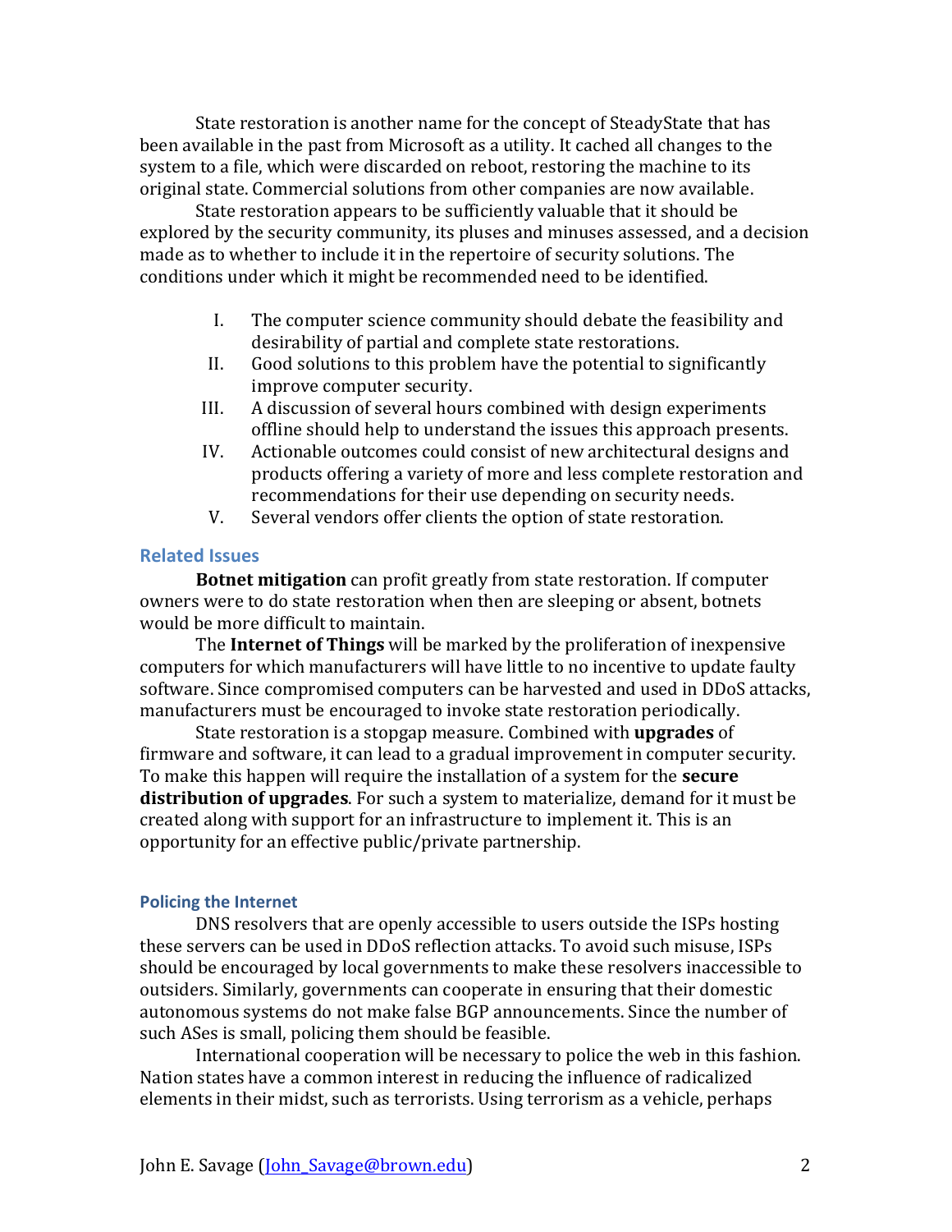State restoration is another name for the concept of SteadyState that has been available in the past from Microsoft as a utility. It cached all changes to the system to a file, which were discarded on reboot, restoring the machine to its original state. Commercial solutions from other companies are now available.

State restoration appears to be sufficiently valuable that it should be explored by the security community, its pluses and minuses assessed, and a decision made as to whether to include it in the repertoire of security solutions. The conditions under which it might be recommended need to be identified.

I. The computer science community should debate the feasibility and desirability of partial and complete state restorations.
II. Good solutions to this problem have the potential to significantly improve computer security.
III. A discussion of several hours combined with design experiments offline should help to understand the issues this approach presents.
IV. Actionable outcomes could consist of new architectural designs and products offering a variety of more and less complete restoration and recommendations for their use depending on security needs.
V. Several vendors offer clients the option of state restoration.

## Related Issues

**Botnet mitigation** can profit greatly from state restoration. If computer owners were to do state restoration when then are sleeping or absent, botnets would be more difficult to maintain.

The **Internet of Things** will be marked by the proliferation of inexpensive computers for which manufacturers will have little to no incentive to update faulty software. Since compromised computers can be harvested and used in DDoS attacks, manufacturers must be encouraged to invoke state restoration periodically.

State restoration is a stopgap measure. Combined with **upgrades** of firmware and software, it can lead to a gradual improvement in computer security. To make this happen will require the installation of a system for the **secure distribution of upgrades**. For such a system to materialize, demand for it must be created along with support for an infrastructure to implement it. This is an opportunity for an effective public/private partnership.

### Policing the Internet

DNS resolvers that are openly accessible to users outside the ISPs hosting these servers can be used in DDoS reflection attacks. To avoid such misuse, ISPs should be encouraged by local governments to make these resolvers inaccessible to outsiders. Similarly, governments can cooperate in ensuring that their domestic autonomous systems do not make false BGP announcements. Since the number of such ASes is small, policing them should be feasible.

International cooperation will be necessary to police the web in this fashion. Nation states have a common interest in reducing the influence of radicalized elements in their midst, such as terrorists. Using terrorism as a vehicle, perhaps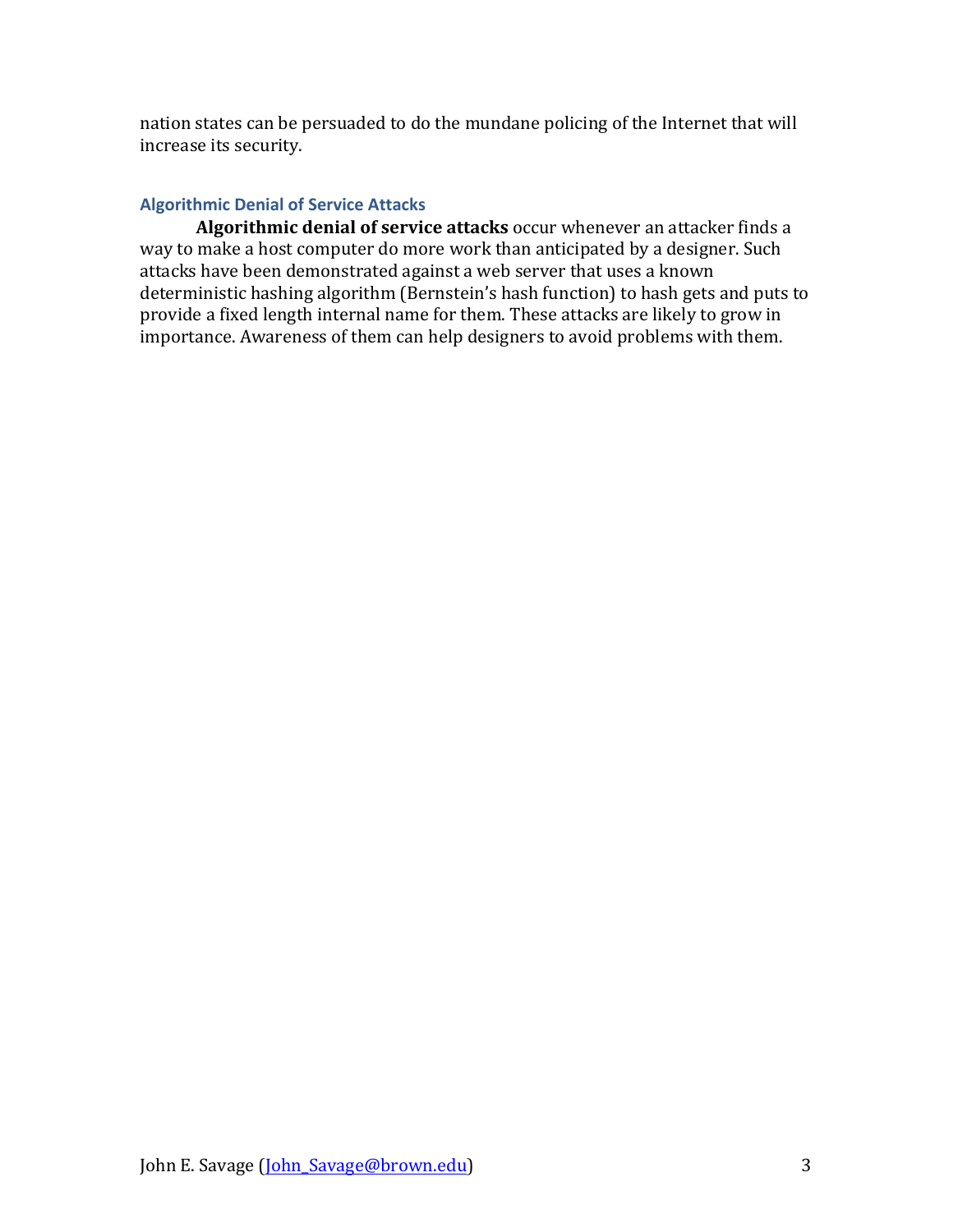nation states can be persuaded to do the mundane policing of the Internet that will increase its security.

### Algorithmic Denial of Service Attacks

**Algorithmic denial of service attacks** occur whenever an attacker finds a way to make a host computer do more work than anticipated by a designer. Such attacks have been demonstrated against a web server that uses a known deterministic hashing algorithm (Bernstein's hash function) to hash gets and puts to provide a fixed length internal name for them. These attacks are likely to grow in importance. Awareness of them can help designers to avoid problems with them.